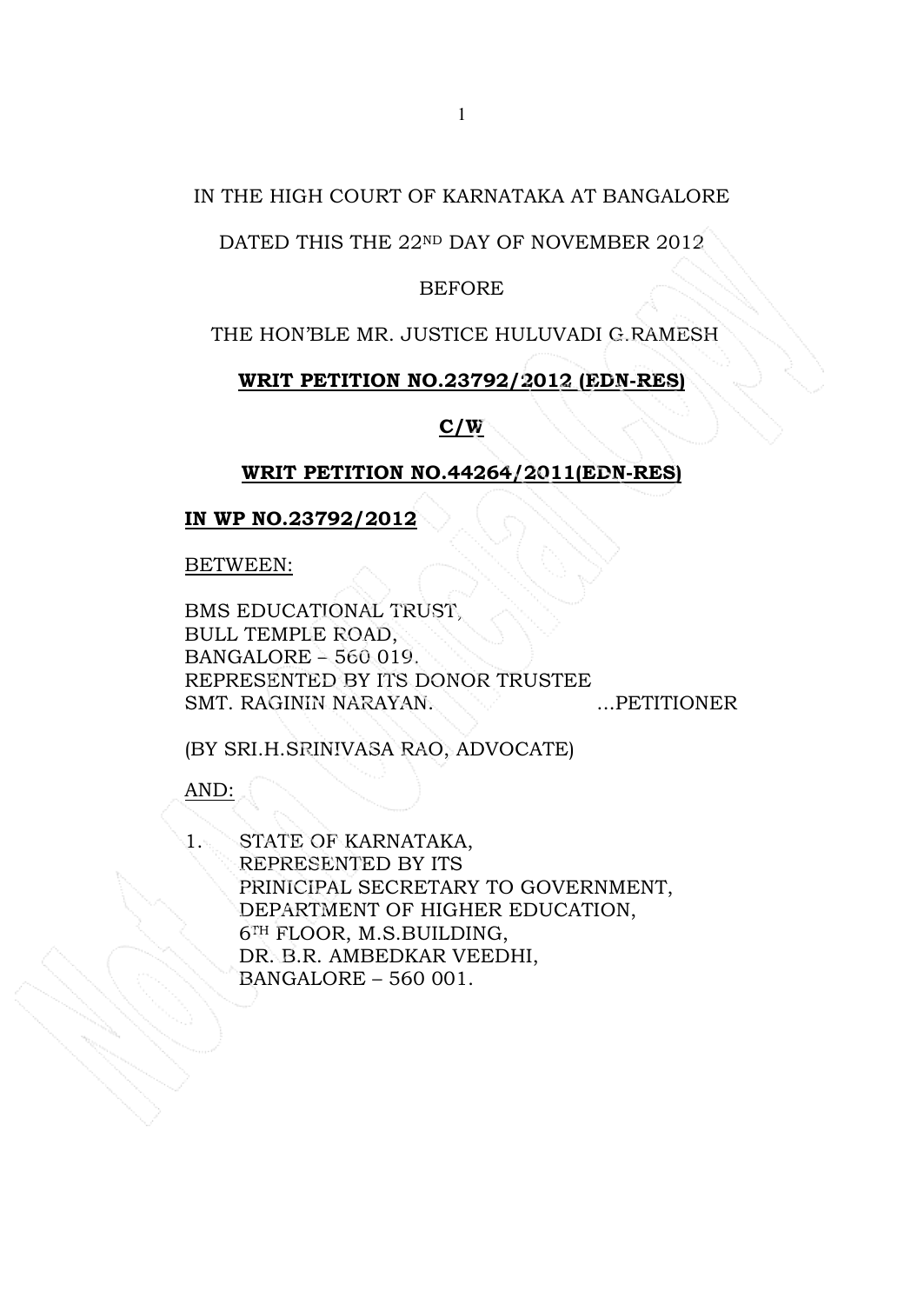IN THE HIGH COURT OF KARNATAKA AT BANGALORE

DATED THIS THE 22ND DAY OF NOVEMBER 2012

BEFORE

THE HON'BLE MR. JUSTICE HULUVADI G.RAMESH

**WRIT PETITION NO.23792/2012 (EDN-RES)**

**C/W**

**WRIT PETITION NO.44264/2011(EDN-RES)**

**IN WP NO.23792/2012**

BETWEEN:

BMS EDUCATIONAL TRUST,
BULL TEMPLE ROAD,
BANGALORE – 560 019.
REPRESENTED BY ITS DONOR TRUSTEE
SMT. RAGININ NARAYAN. ...PETITIONER

(BY SRI.H.SRINIVASA RAO, ADVOCATE)

AND:

1. STATE OF KARNATAKA,
   REPRESENTED BY ITS
   PRINICIPAL SECRETARY TO GOVERNMENT,
   DEPARTMENT OF HIGHER EDUCATION,
   6TH FLOOR, M.S.BUILDING,
   DR. B.R. AMBEDKAR VEEDHI,
   BANGALORE – 560 001.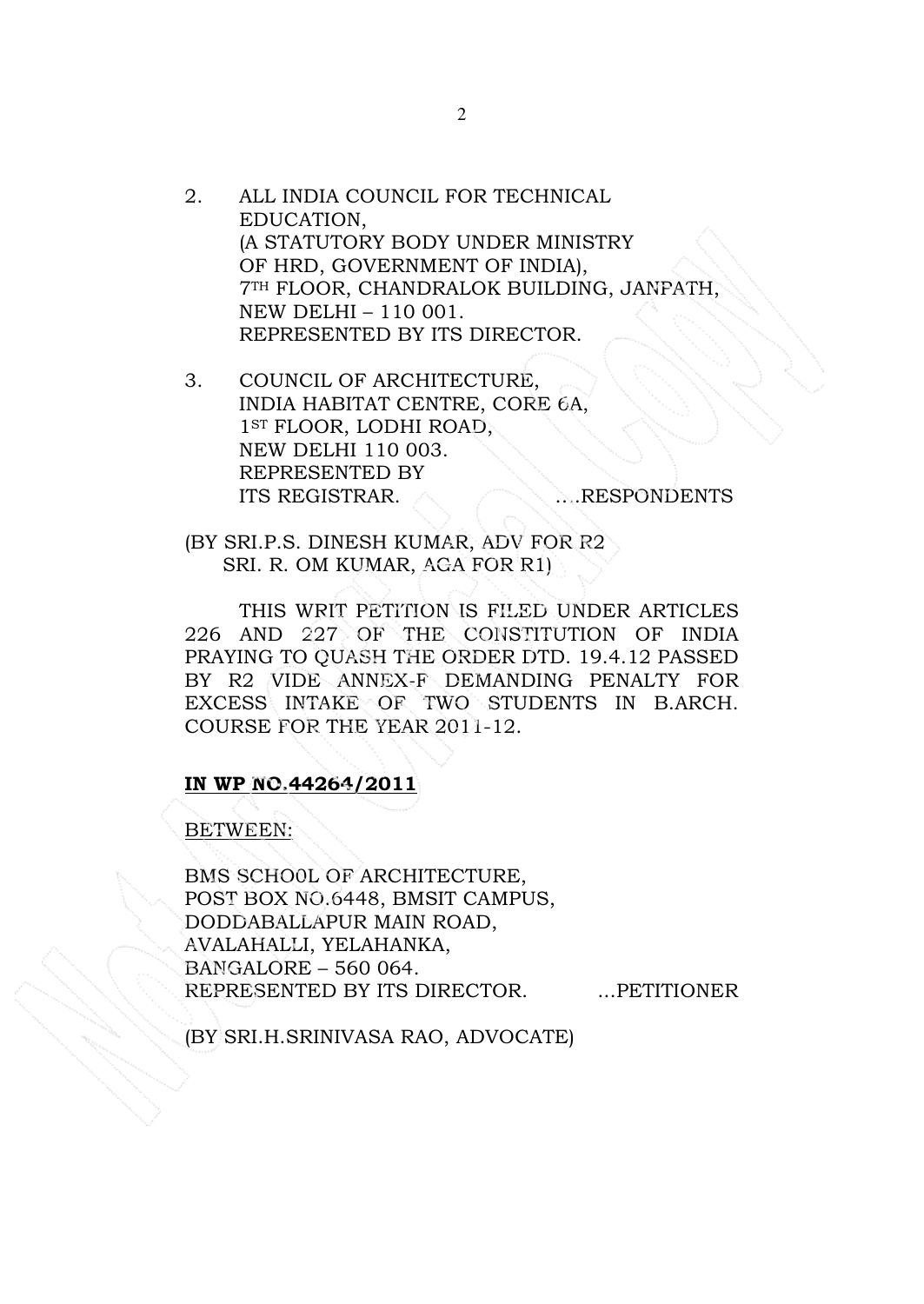2. ALL INDIA COUNCIL FOR TECHNICAL EDUCATION,
   (A STATUTORY BODY UNDER MINISTRY OF HRD, GOVERNMENT OF INDIA),
   7TH FLOOR, CHANDRALOK BUILDING, JANPATH,
   NEW DELHI – 110 001.
   REPRESENTED BY ITS DIRECTOR.

3. COUNCIL OF ARCHITECTURE,
   INDIA HABITAT CENTRE, CORE 6A,
   1ST FLOOR, LODHI ROAD,
   NEW DELHI 110 003.
   REPRESENTED BY
   ITS REGISTRAR. ....RESPONDENTS

(BY SRI.P.S. DINESH KUMAR, ADV FOR R2
SRI. R. OM KUMAR, AGA FOR R1)

THIS WRIT PETITION IS FILED UNDER ARTICLES 226 AND 227 OF THE CONSTITUTION OF INDIA PRAYING TO QUASH THE ORDER DTD. 19.4.12 PASSED BY R2 VIDE ANNEX-F DEMANDING PENALTY FOR EXCESS INTAKE OF TWO STUDENTS IN B.ARCH. COURSE FOR THE YEAR 2011-12.

**IN WP NO.44264/2011**

BETWEEN:

BMS SCHO0L OF ARCHITECTURE,
POST BOX NO.6448, BMSIT CAMPUS,
DODDABALLAPUR MAIN ROAD,
AVALAHALLI, YELAHANKA,
BANGALORE – 560 064.
REPRESENTED BY ITS DIRECTOR. ...PETITIONER

(BY SRI.H.SRINIVASA RAO, ADVOCATE)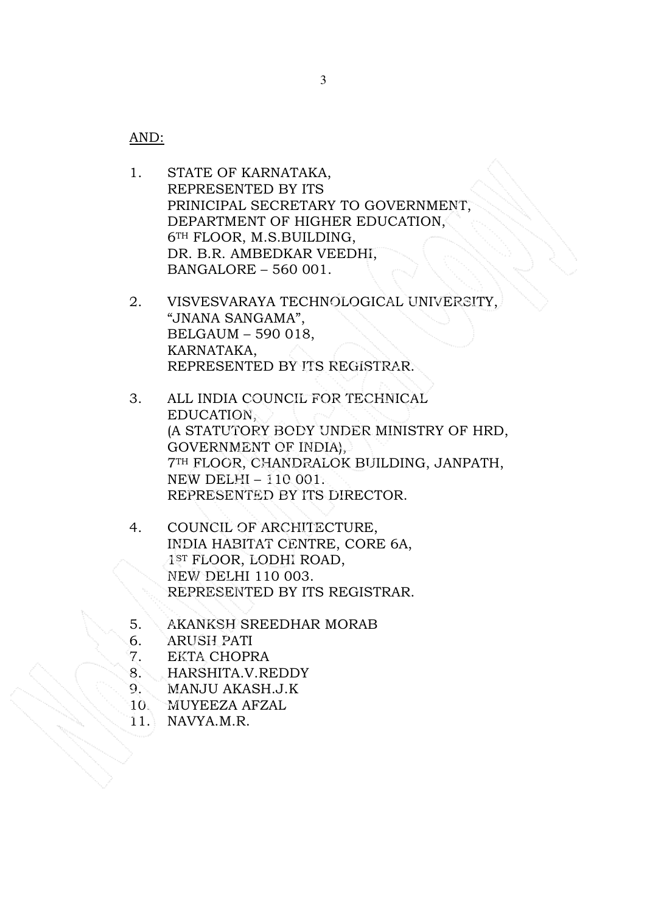AND:

1. STATE OF KARNATAKA,
   REPRESENTED BY ITS
   PRINICIPAL SECRETARY TO GOVERNMENT,
   DEPARTMENT OF HIGHER EDUCATION,
   6TH FLOOR, M.S.BUILDING,
   DR. B.R. AMBEDKAR VEEDHI,
   BANGALORE – 560 001.

2. VISVESVARAYA TECHNOLOGICAL UNIVERSITY,
   "JNANA SANGAMA",
   BELGAUM – 590 018,
   KARNATAKA,
   REPRESENTED BY ITS REGISTRAR.

3. ALL INDIA COUNCIL FOR TECHNICAL
   EDUCATION,
   (A STATUTORY BODY UNDER MINISTRY OF HRD,
   GOVERNMENT OF INDIA),
   7TH FLOOR, CHANDRALOK BUILDING, JANPATH,
   NEW DELHI – 110 001.
   REPRESENTED BY ITS DIRECTOR.

4. COUNCIL OF ARCHITECTURE,
   INDIA HABITAT CENTRE, CORE 6A,
   1ST FLOOR, LODHI ROAD,
   NEW DELHI 110 003.
   REPRESENTED BY ITS REGISTRAR.

5. AKANKSH SREEDHAR MORAB
6. ARUSH PATI
7. EKTA CHOPRA
8. HARSHITA.V.REDDY
9. MANJU AKASH.J.K
10. MUYEEZA AFZAL
11. NAVYA.M.R.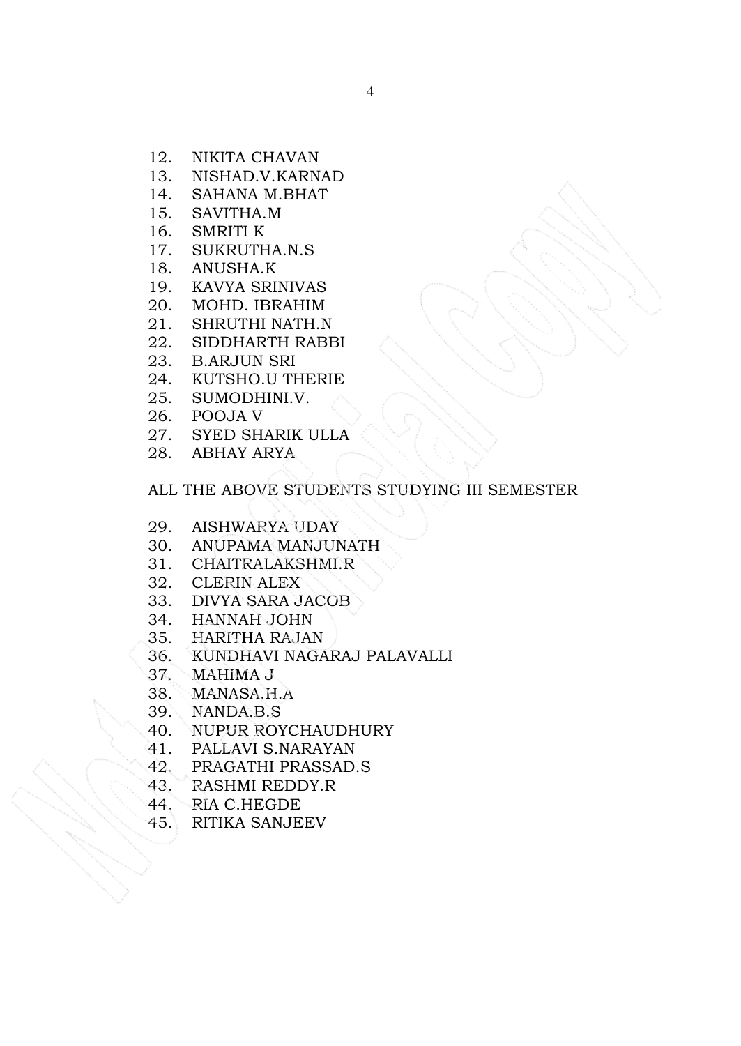12. NIKITA CHAVAN
13. NISHAD.V.KARNAD
14. SAHANA M.BHAT
15. SAVITHA.M
16. SMRITI K
17. SUKRUTHA.N.S
18. ANUSHA.K
19. KAVYA SRINIVAS
20. MOHD. IBRAHIM
21. SHRUTHI NATH.N
22. SIDDHARTH RABBI
23. B.ARJUN SRI
24. KUTSHO.U THERIE
25. SUMODHINI.V.
26. POOJA V
27. SYED SHARIK ULLA
28. ABHAY ARYA

ALL THE ABOVE STUDENTS STUDYING III SEMESTER

29. AISHWARYA UDAY
30. ANUPAMA MANJUNATH
31. CHAITRALAKSHMI.R
32. CLERIN ALEX
33. DIVYA SARA JACOB
34. HANNAH JOHN
35. HARITHA RAJAN
36. KUNDHAVI NAGARAJ PALAVALLI
37. MAHIMA J
38. MANASA.H.A
39. NANDA.B.S
40. NUPUR ROYCHAUDHURY
41. PALLAVI S.NARAYAN
42. PRAGATHI PRASSAD.S
43. RASHMI REDDY.R
44. RIA C.HEGDE
45. RITIKA SANJEEV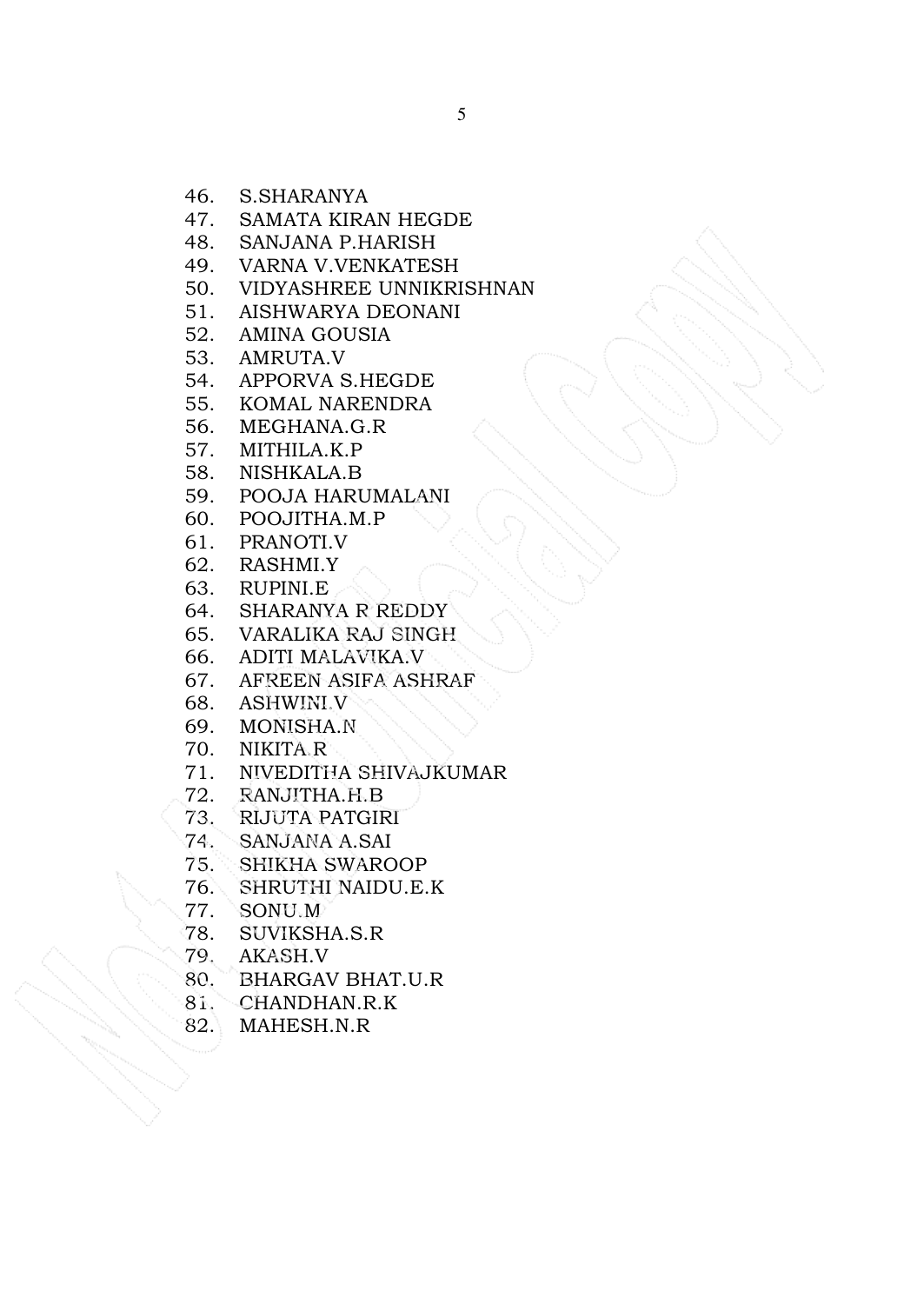46. S.SHARANYA
47. SAMATA KIRAN HEGDE
48. SANJANA P.HARISH
49. VARNA V.VENKATESH
50. VIDYASHREE UNNIKRISHNAN
51. AISHWARYA DEONANI
52. AMINA GOUSIA
53. AMRUTA.V
54. APPORVA S.HEGDE
55. KOMAL NARENDRA
56. MEGHANA.G.R
57. MITHILA.K.P
58. NISHKALA.B
59. POOJA HARUMALANI
60. POOJITHA.M.P
61. PRANOTI.V
62. RASHMI.Y
63. RUPINI.E
64. SHARANYA R REDDY
65. VARALIKA RAJ SINGH
66. ADITI MALAVIKA.V
67. AFREEN ASIFA ASHRAF
68. ASHWINI.V
69. MONISHA.N
70. NIKITA.R
71. NIVEDITHA SHIVAJKUMAR
72. RANJITHA.H.B
73. RIJUTA PATGIRI
74. SANJANA A.SAI
75. SHIKHA SWAROOP
76. SHRUTHI NAIDU.E.K
77. SONU.M
78. SUVIKSHA.S.R
79. AKASH.V
80. BHARGAV BHAT.U.R
81. CHANDHAN.R.K
82. MAHESH.N.R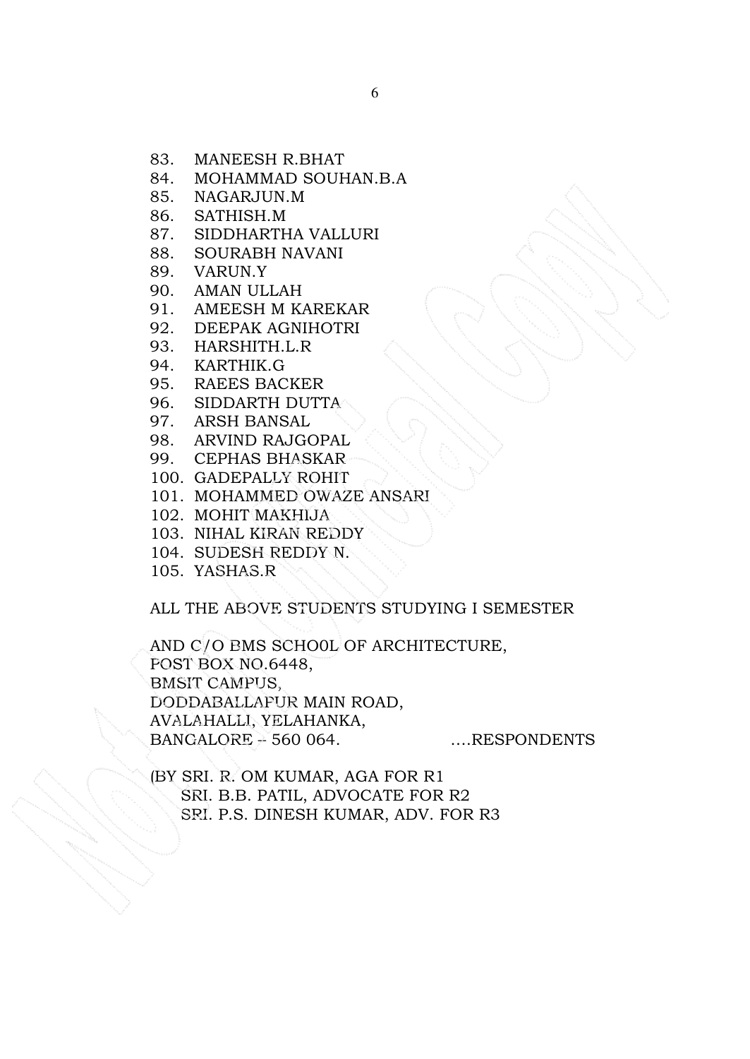83. MANEESH R.BHAT
84. MOHAMMAD SOUHAN.B.A
85. NAGARJUN.M
86. SATHISH.M
87. SIDDHARTHA VALLURI
88. SOURABH NAVANI
89. VARUN.Y
90. AMAN ULLAH
91. AMEESH M KAREKAR
92. DEEPAK AGNIHOTRI
93. HARSHITH.L.R
94. KARTHIK.G
95. RAEES BACKER
96. SIDDARTH DUTTA
97. ARSH BANSAL
98. ARVIND RAJGOPAL
99. CEPHAS BHASKAR
100. GADEPALLY ROHIT
101. MOHAMMED OWAZE ANSARI
102. MOHIT MAKHIJA
103. NIHAL KIRAN REDDY
104. SUDESH REDDY N.
105. YASHAS.R

ALL THE ABOVE STUDENTS STUDYING I SEMESTER

AND C/O BMS SCHO0L OF ARCHITECTURE,
POST BOX NO.6448,
BMSIT CAMPUS,
DODDABALLAPUR MAIN ROAD,
AVALAHALLI, YELAHANKA,
BANGALORE – 560 064. ....RESPONDENTS

(BY SRI. R. OM KUMAR, AGA FOR R1
SRI. B.B. PATIL, ADVOCATE FOR R2
SRI. P.S. DINESH KUMAR, ADV. FOR R3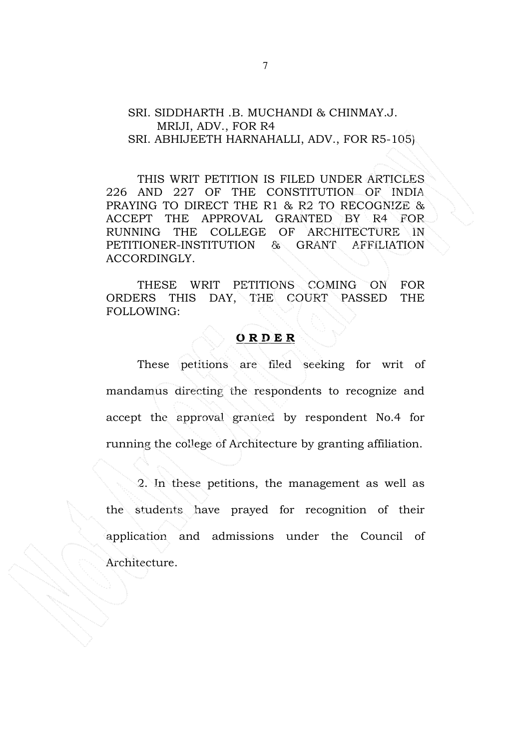SRI. SIDDHARTH .B. MUCHANDI & CHINMAY.J. MRIJI, ADV., FOR R4
SRI. ABHIJEETH HARNAHALLI, ADV., FOR R5-105)

THIS WRIT PETITION IS FILED UNDER ARTICLES 226 AND 227 OF THE CONSTITUTION OF INDIA PRAYING TO DIRECT THE R1 & R2 TO RECOGNIZE & ACCEPT THE APPROVAL GRANTED BY R4 FOR RUNNING THE COLLEGE OF ARCHITECTURE IN PETITIONER-INSTITUTION & GRANT AFFILIATION ACCORDINGLY.

THESE WRIT PETITIONS COMING ON FOR ORDERS THIS DAY, THE COURT PASSED THE FOLLOWING:

**ORDER**

These petitions are filed seeking for writ of mandamus directing the respondents to recognize and accept the approval granted by respondent No.4 for running the college of Architecture by granting affiliation.

2. In these petitions, the management as well as the students have prayed for recognition of their application and admissions under the Council of Architecture.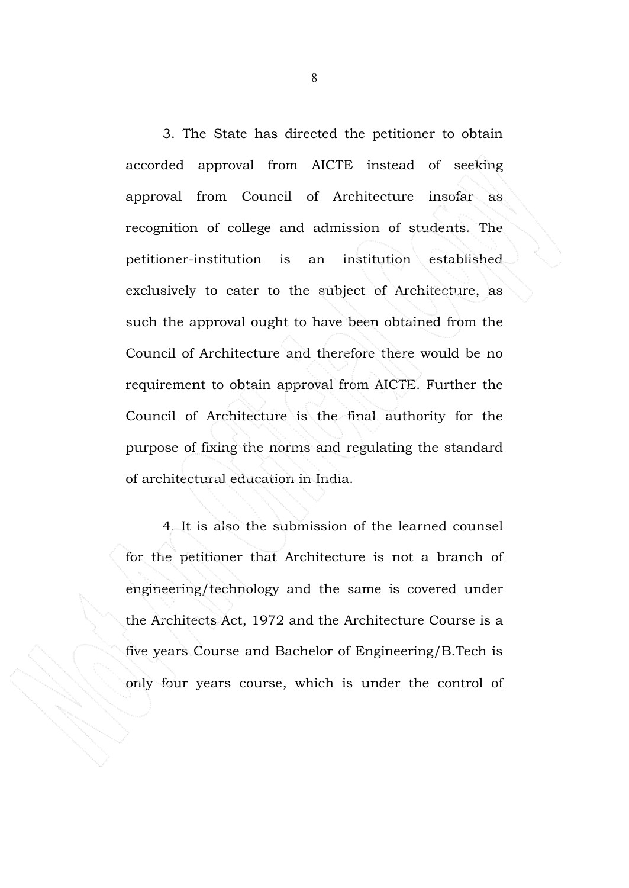3. The State has directed the petitioner to obtain accorded approval from AICTE instead of seeking approval from Council of Architecture insofar as recognition of college and admission of students. The petitioner-institution is an institution established exclusively to cater to the subject of Architecture, as such the approval ought to have been obtained from the Council of Architecture and therefore there would be no requirement to obtain approval from AICTE. Further the Council of Architecture is the final authority for the purpose of fixing the norms and regulating the standard of architectural education in India.

4. It is also the submission of the learned counsel for the petitioner that Architecture is not a branch of engineering/technology and the same is covered under the Architects Act, 1972 and the Architecture Course is a five years Course and Bachelor of Engineering/B.Tech is only four years course, which is under the control of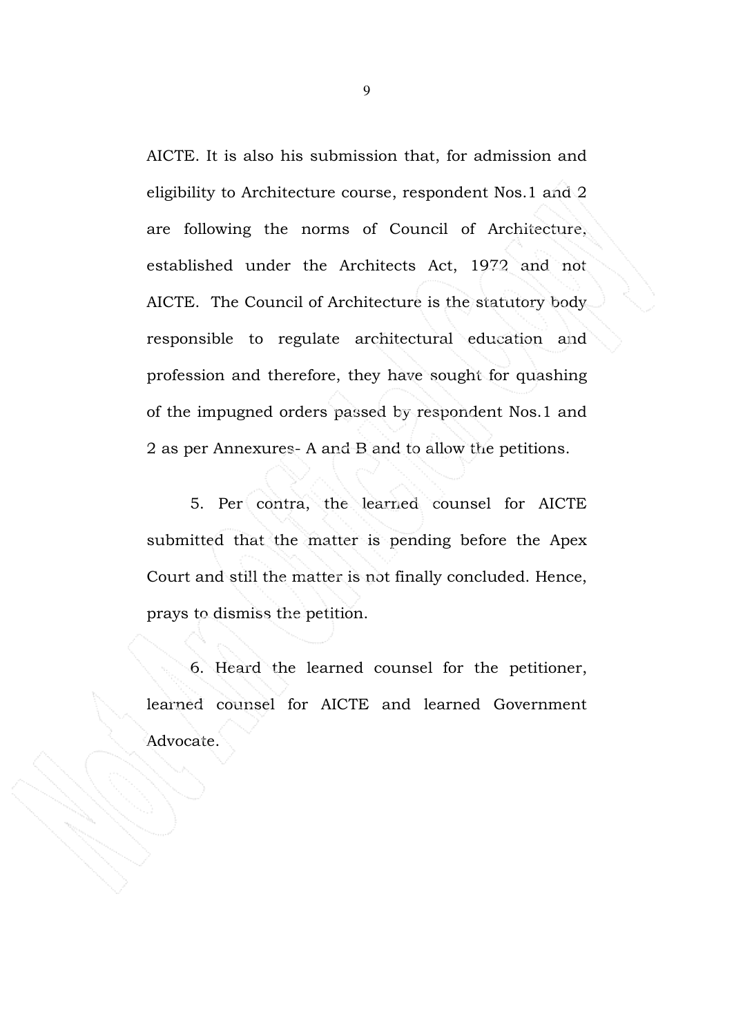AICTE. It is also his submission that, for admission and eligibility to Architecture course, respondent Nos.1 and 2 are following the norms of Council of Architecture, established under the Architects Act, 1972 and not AICTE. The Council of Architecture is the statutory body responsible to regulate architectural education and profession and therefore, they have sought for quashing of the impugned orders passed by respondent Nos.1 and 2 as per Annexures- A and B and to allow the petitions.

5. Per contra, the learned counsel for AICTE submitted that the matter is pending before the Apex Court and still the matter is not finally concluded. Hence, prays to dismiss the petition.

6. Heard the learned counsel for the petitioner, learned counsel for AICTE and learned Government Advocate.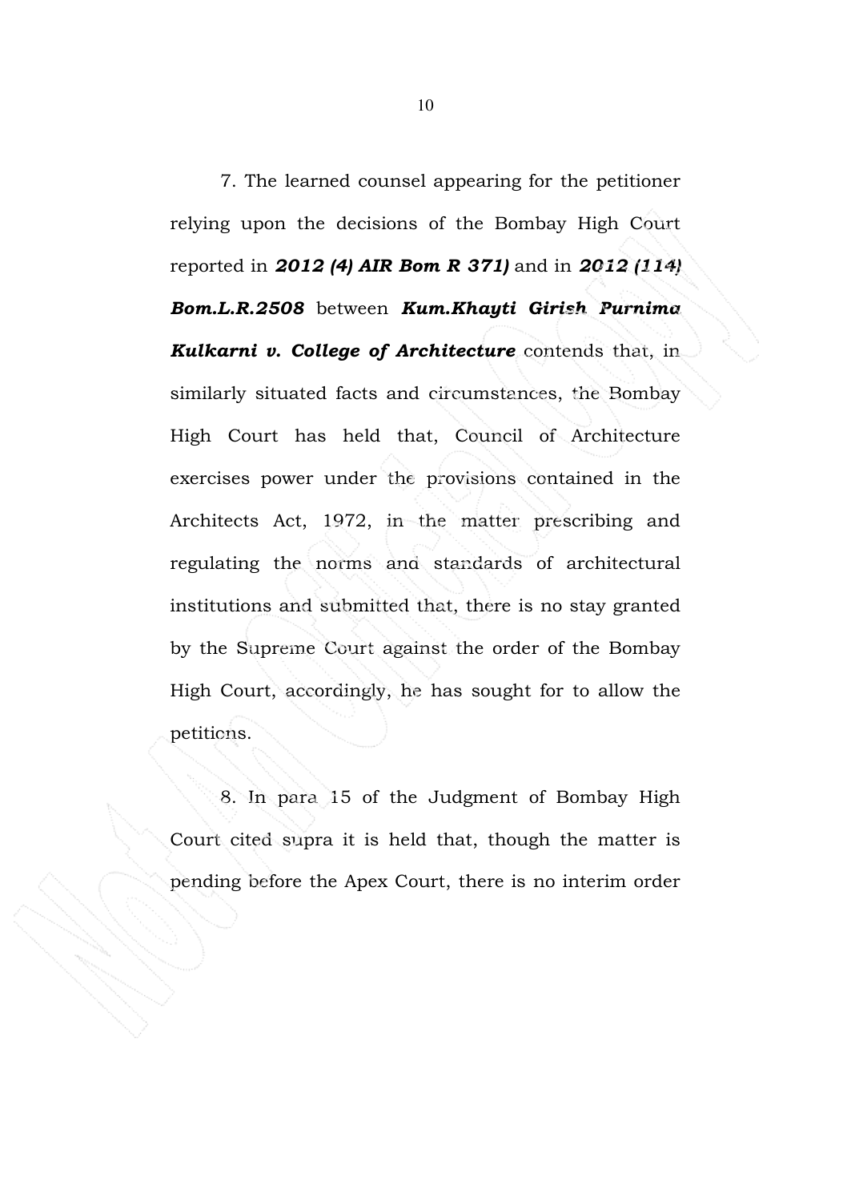7. The learned counsel appearing for the petitioner relying upon the decisions of the Bombay High Court reported in ***2012 (4) AIR Bom R 371)*** and in ***2012 (114) Bom.L.R.2508*** between ***Kum.Khayti Girish Purnima Kulkarni v. College of Architecture*** contends that, in similarly situated facts and circumstances, the Bombay High Court has held that, Council of Architecture exercises power under the provisions contained in the Architects Act, 1972, in the matter prescribing and regulating the norms and standards of architectural institutions and submitted that, there is no stay granted by the Supreme Court against the order of the Bombay High Court, accordingly, he has sought for to allow the petitions.

8. In para 15 of the Judgment of Bombay High Court cited supra it is held that, though the matter is pending before the Apex Court, there is no interim order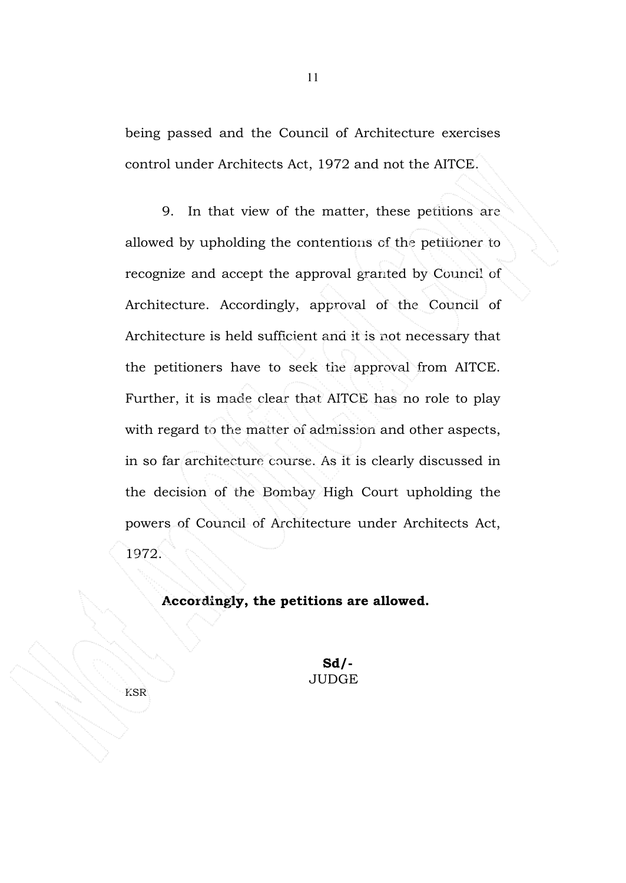being passed and the Council of Architecture exercises control under Architects Act, 1972 and not the AITCE.

9. In that view of the matter, these petitions are allowed by upholding the contentions of the petitioner to recognize and accept the approval granted by Council of Architecture. Accordingly, approval of the Council of Architecture is held sufficient and it is not necessary that the petitioners have to seek the approval from AITCE. Further, it is made clear that AITCE has no role to play with regard to the matter of admission and other aspects, in so far architecture course. As it is clearly discussed in the decision of the Bombay High Court upholding the powers of Council of Architecture under Architects Act, 1972.

**Accordingly, the petitions are allowed.**

**Sd/-**
JUDGE

KSR